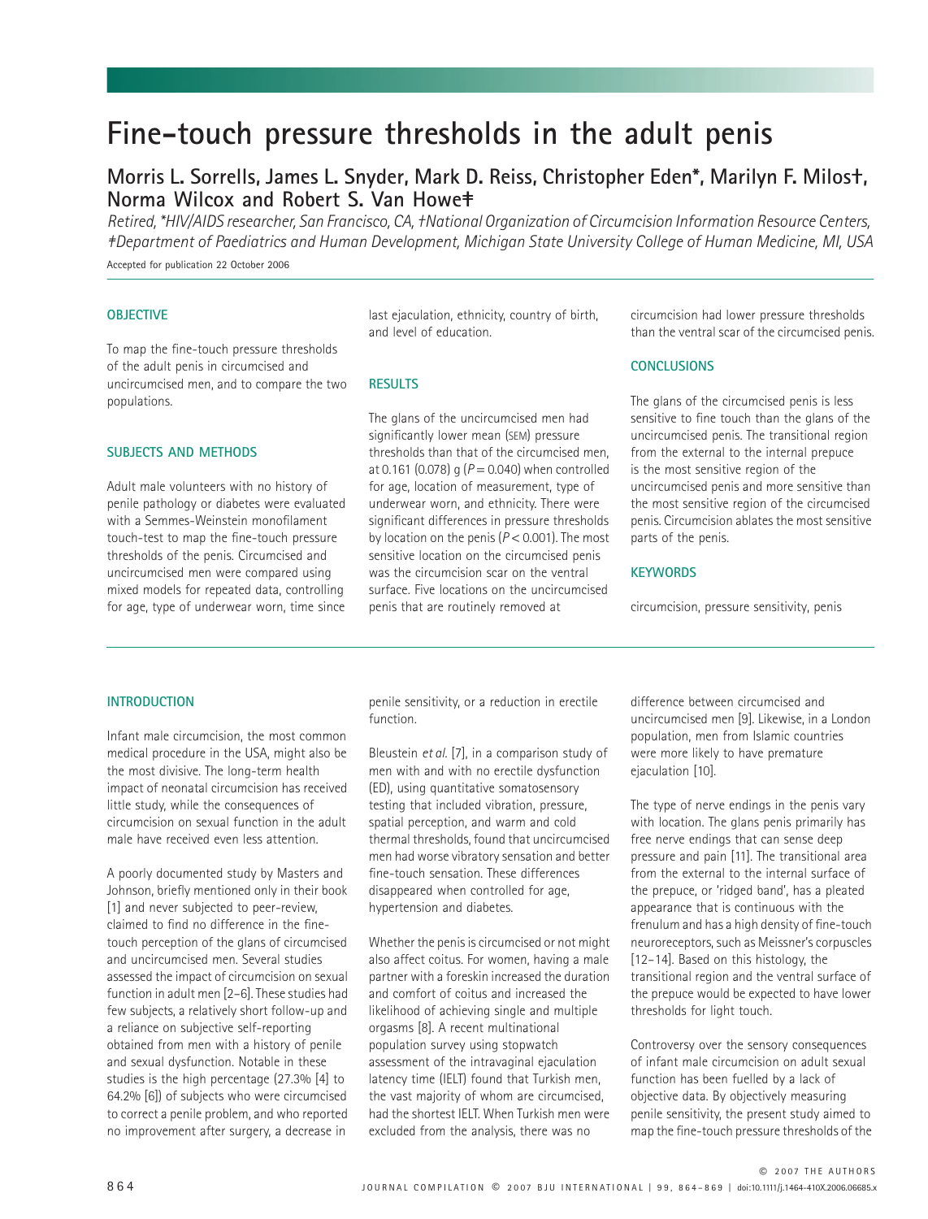# Fine-touch pressure thresholds in the adult penis

## Morris L. Sorrells, James L. Snyder, Mark D. Reiss, Christopher Eden*, Marilyn F. Milos†, Norma Wilcox and Robert S. Van Howe‡

*Retired, *HIV/AIDS researcher, San Francisco, CA, †National Organization of Circumcision Information Resource Centers, ‡Department of Paediatrics and Human Development, Michigan State University College of Human Medicine, MI, USA*

Accepted for publication 22 October 2006

### OBJECTIVE

To map the fine-touch pressure thresholds of the adult penis in circumcised and uncircumcised men, and to compare the two populations.

### SUBJECTS AND METHODS

Adult male volunteers with no history of penile pathology or diabetes were evaluated with a Semmes-Weinstein monofilament touch-test to map the fine-touch pressure thresholds of the penis. Circumcised and uncircumcised men were compared using mixed models for repeated data, controlling for age, type of underwear worn, time since last ejaculation, ethnicity, country of birth, and level of education.

### RESULTS

The glans of the uncircumcised men had significantly lower mean (SEM) pressure thresholds than that of the circumcised men, at 0.161 (0.078) g ($P = 0.040$) when controlled for age, location of measurement, type of underwear worn, and ethnicity. There were significant differences in pressure thresholds by location on the penis ($P < 0.001$). The most sensitive location on the circumcised penis was the circumcision scar on the ventral surface. Five locations on the uncircumcised penis that are routinely removed at circumcision had lower pressure thresholds than the ventral scar of the circumcised penis.

### CONCLUSIONS

The glans of the circumcised penis is less sensitive to fine touch than the glans of the uncircumcised penis. The transitional region from the external to the internal prepuce is the most sensitive region of the uncircumcised penis and more sensitive than the most sensitive region of the circumcised penis. Circumcision ablates the most sensitive parts of the penis.

### KEYWORDS

circumcision, pressure sensitivity, penis

## INTRODUCTION

Infant male circumcision, the most common medical procedure in the USA, might also be the most divisive. The long-term health impact of neonatal circumcision has received little study, while the consequences of circumcision on sexual function in the adult male have received even less attention.

A poorly documented study by Masters and Johnson, briefly mentioned only in their book [1] and never subjected to peer-review, claimed to find no difference in the fine-touch perception of the glans of circumcised and uncircumcised men. Several studies assessed the impact of circumcision on sexual function in adult men [2–6]. These studies had few subjects, a relatively short follow-up and a reliance on subjective self-reporting obtained from men with a history of penile and sexual dysfunction. Notable in these studies is the high percentage (27.3% [4] to 64.2% [6]) of subjects who were circumcised to correct a penile problem, and who reported no improvement after surgery, a decrease in penile sensitivity, or a reduction in erectile function.

Bleustein *et al.* [7], in a comparison study of men with and with no erectile dysfunction (ED), using quantitative somatosensory testing that included vibration, pressure, spatial perception, and warm and cold thermal thresholds, found that uncircumcised men had worse vibratory sensation and better fine-touch sensation. These differences disappeared when controlled for age, hypertension and diabetes.

Whether the penis is circumcised or not might also affect coitus. For women, having a male partner with a foreskin increased the duration and comfort of coitus and increased the likelihood of achieving single and multiple orgasms [8]. A recent multinational population survey using stopwatch assessment of the intravaginal ejaculation latency time (IELT) found that Turkish men, the vast majority of whom are circumcised, had the shortest IELT. When Turkish men were excluded from the analysis, there was no difference between circumcised and uncircumcised men [9]. Likewise, in a London population, men from Islamic countries were more likely to have premature ejaculation [10].

The type of nerve endings in the penis vary with location. The glans penis primarily has free nerve endings that can sense deep pressure and pain [11]. The transitional area from the external to the internal surface of the prepuce, or 'ridged band', has a pleated appearance that is continuous with the frenulum and has a high density of fine-touch neuroreceptors, such as Meissner's corpuscles [12–14]. Based on this histology, the transitional region and the ventral surface of the prepuce would be expected to have lower thresholds for light touch.

Controversy over the sensory consequences of infant male circumcision on adult sexual function has been fuelled by a lack of objective data. By objectively measuring penile sensitivity, the present study aimed to map the fine-touch pressure thresholds of the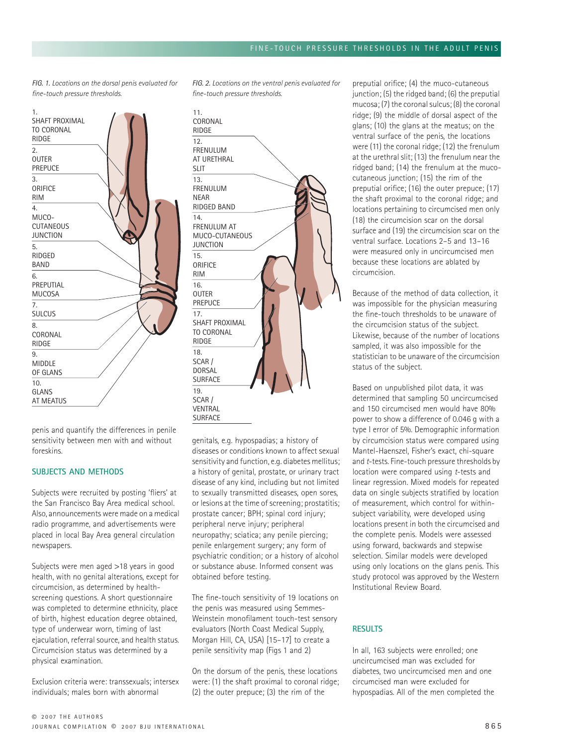FIG. 1. *Locations on the dorsal penis evaluated for fine-touch pressure thresholds.*

1. SHAFT PROXIMAL TO CORONAL RIDGE
2. OUTER PREPUCE
3. ORIFICE RIM
4. MUCO-CUTANEOUS JUNCTION
5. RIDGED BAND
6. PREPUTIAL MUCOSA
7. SULCUS
8. CORONAL RIDGE
9. MIDDLE OF GLANS
10. GLANS AT MEATUS

FIG. 2. *Locations on the ventral penis evaluated for fine-touch pressure thresholds.*

11. CORONAL RIDGE
12. FRENULUM AT URETHRAL SLIT
13. FRENULUM NEAR RIDGED BAND
14. FRENULUM AT MUCO-CUTANEOUS JUNCTION
15. ORIFICE RIM
16. OUTER PREPUCE
17. SHAFT PROXIMAL TO CORONAL RIDGE
18. SCAR / DORSAL SURFACE
19. SCAR / VENTRAL SURFACE

penis and quantify the differences in penile sensitivity between men with and without foreskins.

## SUBJECTS AND METHODS

Subjects were recruited by posting 'fliers' at the San Francisco Bay Area medical school. Also, announcements were made on a medical radio programme, and advertisements were placed in local Bay Area general circulation newspapers.

Subjects were men aged >18 years in good health, with no genital alterations, except for circumcision, as determined by health-screening questions. A short questionnaire was completed to determine ethnicity, place of birth, highest education degree obtained, type of underwear worn, timing of last ejaculation, referral source, and health status. Circumcision status was determined by a physical examination.

Exclusion criteria were: transsexuals; intersex individuals; males born with abnormal genitals, e.g. hypospadias; a history of diseases or conditions known to affect sexual sensitivity and function, e.g. diabetes mellitus; a history of genital, prostate, or urinary tract disease of any kind, including but not limited to sexually transmitted diseases, open sores, or lesions at the time of screening; prostatitis; prostate cancer; BPH; spinal cord injury; peripheral nerve injury; peripheral neuropathy; sciatica; any penile piercing; penile enlargement surgery; any form of psychiatric condition; or a history of alcohol or substance abuse. Informed consent was obtained before testing.

The fine-touch sensitivity of 19 locations on the penis was measured using Semmes-Weinstein monofilament touch-test sensory evaluators (North Coast Medical Supply, Morgan Hill, CA, USA) [15–17] to create a penile sensitivity map (Figs 1 and 2)

On the dorsum of the penis, these locations were: (1) the shaft proximal to coronal ridge; (2) the outer prepuce; (3) the rim of the preputial orifice; (4) the muco-cutaneous junction; (5) the ridged band; (6) the preputial mucosa; (7) the coronal sulcus; (8) the coronal ridge; (9) the middle of dorsal aspect of the glans; (10) the glans at the meatus; on the ventral surface of the penis, the locations were (11) the coronal ridge; (12) the frenulum at the urethral slit; (13) the frenulum near the ridged band; (14) the frenulum at the muco-cutaneous junction; (15) the rim of the preputial orifice; (16) the outer prepuce; (17) the shaft proximal to the coronal ridge; and locations pertaining to circumcised men only (18) the circumcision scar on the dorsal surface and (19) the circumcision scar on the ventral surface. Locations 2–5 and 13–16 were measured only in uncircumcised men because these locations are ablated by circumcision.

Because of the method of data collection, it was impossible for the physician measuring the fine-touch thresholds to be unaware of the circumcision status of the subject. Likewise, because of the number of locations sampled, it was also impossible for the statistician to be unaware of the circumcision status of the subject.

Based on unpublished pilot data, it was determined that sampling 50 uncircumcised and 150 circumcised men would have 80% power to show a difference of 0.046 g with a type I error of 5%. Demographic information by circumcision status were compared using Mantel-Haenszel, Fisher's exact, chi-square and *t*-tests. Fine-touch pressure thresholds by location were compared using *t*-tests and linear regression. Mixed models for repeated data on single subjects stratified by location of measurement, which control for within-subject variability, were developed using locations present in both the circumcised and the complete penis. Models were assessed using forward, backwards and stepwise selection. Similar models were developed using only locations on the glans penis. This study protocol was approved by the Western Institutional Review Board.

## RESULTS

In all, 163 subjects were enrolled; one uncircumcised man was excluded for diabetes, two uncircumcised men and one circumcised man were excluded for hypospadias. All of the men completed the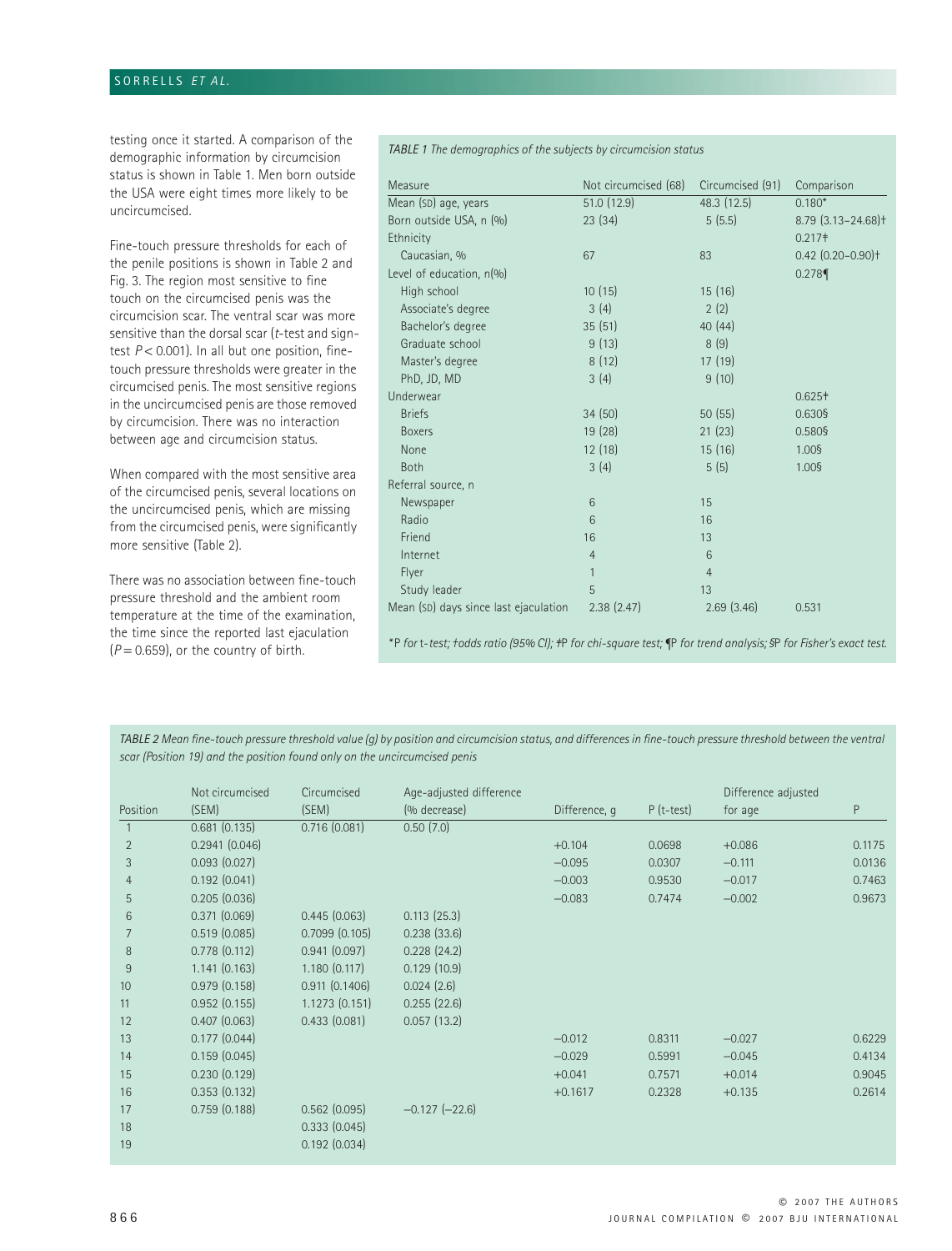testing once it started. A comparison of the demographic information by circumcision status is shown in Table 1. Men born outside the USA were eight times more likely to be uncircumcised.

Fine-touch pressure thresholds for each of the penile positions is shown in Table 2 and Fig. 3. The region most sensitive to fine touch on the circumcised penis was the circumcision scar. The ventral scar was more sensitive than the dorsal scar (*t*-test and sign-test $P < 0.001$). In all but one position, fine-touch pressure thresholds were greater in the circumcised penis. The most sensitive regions in the uncircumcised penis are those removed by circumcision. There was no interaction between age and circumcision status.

When compared with the most sensitive area of the circumcised penis, several locations on the uncircumcised penis, which are missing from the circumcised penis, were significantly more sensitive (Table 2).

There was no association between fine-touch pressure threshold and the ambient room temperature at the time of the examination, the time since the reported last ejaculation ($P = 0.659$), or the country of birth.

*TABLE 1 The demographics of the subjects by circumcision status*

| Measure | Not circumcised (68) | Circumcised (91) | Comparison |
|---|---|---|---|
| Mean (SD) age, years | 51.0 (12.9) | 48.3 (12.5) | 0.180* |
| Born outside USA, n (%) | 23 (34) | 5 (5.5) | 8.79 (3.13–24.68)† |
| Ethnicity | | | 0.217‡ |
| Caucasian, % | 67 | 83 | 0.42 (0.20–0.90)† |
| Level of education, n(%) | | | 0.278¶ |
| High school | 10 (15) | 15 (16) | |
| Associate's degree | 3 (4) | 2 (2) | |
| Bachelor's degree | 35 (51) | 40 (44) | |
| Graduate school | 9 (13) | 8 (9) | |
| Master's degree | 8 (12) | 17 (19) | |
| PhD, JD, MD | 3 (4) | 9 (10) | |
| Underwear | | | 0.625‡ |
| Briefs | 34 (50) | 50 (55) | 0.630§ |
| Boxers | 19 (28) | 21 (23) | 0.580§ |
| None | 12 (18) | 15 (16) | 1.00§ |
| Both | 3 (4) | 5 (5) | 1.00§ |
| Referral source, n | | | |
| Newspaper | 6 | 15 | |
| Radio | 6 | 16 | |
| Friend | 16 | 13 | |
| Internet | 4 | 6 | |
| Flyer | 1 | 4 | |
| Study leader | 5 | 13 | |
| Mean (SD) days since last ejaculation | 2.38 (2.47) | 2.69 (3.46) | 0.531 |

*\*P for t-test; †odds ratio (95% CI); ‡P for chi-square test; ¶P for trend analysis; §P for Fisher's exact test.*

*TABLE 2 Mean fine-touch pressure threshold value (g) by position and circumcision status, and differences in fine-touch pressure threshold between the ventral scar (Position 19) and the position found only on the uncircumcised penis*

| Position | Not circumcised (SEM) | Circumcised (SEM) | Age-adjusted difference (% decrease) | Difference, g | P (t-test) | Difference adjusted for age | P |
|---|---|---|---|---|---|---|---|
| 1 | 0.681 (0.135) | 0.716 (0.081) | 0.50 (7.0) | | | | |
| 2 | 0.2941 (0.046) | | | +0.104 | 0.0698 | +0.086 | 0.1175 |
| 3 | 0.093 (0.027) | | | −0.095 | 0.0307 | −0.111 | 0.0136 |
| 4 | 0.192 (0.041) | | | −0.003 | 0.9530 | −0.017 | 0.7463 |
| 5 | 0.205 (0.036) | | | −0.083 | 0.7474 | −0.002 | 0.9673 |
| 6 | 0.371 (0.069) | 0.445 (0.063) | 0.113 (25.3) | | | | |
| 7 | 0.519 (0.085) | 0.7099 (0.105) | 0.238 (33.6) | | | | |
| 8 | 0.778 (0.112) | 0.941 (0.097) | 0.228 (24.2) | | | | |
| 9 | 1.141 (0.163) | 1.180 (0.117) | 0.129 (10.9) | | | | |
| 10 | 0.979 (0.158) | 0.911 (0.1406) | 0.024 (2.6) | | | | |
| 11 | 0.952 (0.155) | 1.1273 (0.151) | 0.255 (22.6) | | | | |
| 12 | 0.407 (0.063) | 0.433 (0.081) | 0.057 (13.2) | | | | |
| 13 | 0.177 (0.044) | | | −0.012 | 0.8311 | −0.027 | 0.6229 |
| 14 | 0.159 (0.045) | | | −0.029 | 0.5991 | −0.045 | 0.4134 |
| 15 | 0.230 (0.129) | | | +0.041 | 0.7571 | +0.014 | 0.9045 |
| 16 | 0.353 (0.132) | | | +0.1617 | 0.2328 | +0.135 | 0.2614 |
| 17 | 0.759 (0.188) | 0.562 (0.095) | −0.127 (−22.6) | | | | |
| 18 | | 0.333 (0.045) | | | | | |
| 19 | | 0.192 (0.034) | | | | | |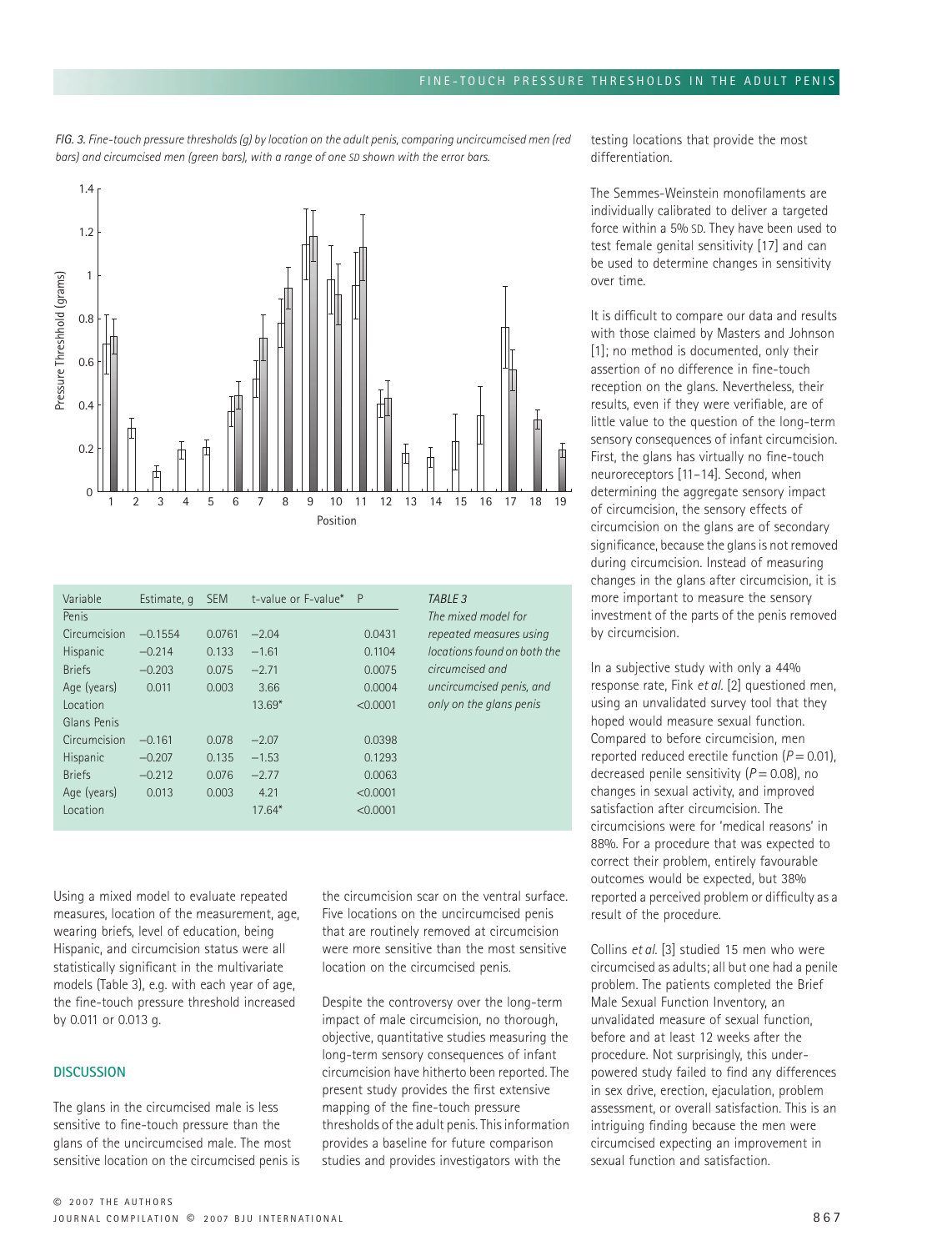*FIG. 3. Fine-touch pressure thresholds (g) by location on the adult penis, comparing uncircumcised men (red bars) and circumcised men (green bars), with a range of one SD shown with the error bars.*

| Variable | Estimate, g | SEM | t-value or F-value* | P |
|---|---|---|---|---|
| Penis | | | | |
| Circumcision | −0.1554 | 0.0761 | −2.04 | 0.0431 |
| Hispanic | −0.214 | 0.133 | −1.61 | 0.1104 |
| Briefs | −0.203 | 0.075 | −2.71 | 0.0075 |
| Age (years) | 0.011 | 0.003 | 3.66 | 0.0004 |
| Location | | | 13.69* | <0.0001 |
| Glans Penis | | | | |
| Circumcision | −0.161 | 0.078 | −2.07 | 0.0398 |
| Hispanic | −0.207 | 0.135 | −1.53 | 0.1293 |
| Briefs | −0.212 | 0.076 | −2.77 | 0.0063 |
| Age (years) | 0.013 | 0.003 | 4.21 | <0.0001 |
| Location | | | 17.64* | <0.0001 |

*TABLE 3 The mixed model for repeated measures using locations found on both the circumcised and uncircumcised penis, and only on the glans penis*

Using a mixed model to evaluate repeated measures, location of the measurement, age, wearing briefs, level of education, being Hispanic, and circumcision status were all statistically significant in the multivariate models (Table 3), e.g. with each year of age, the fine-touch pressure threshold increased by 0.011 or 0.013 g.

## DISCUSSION

The glans in the circumcised male is less sensitive to fine-touch pressure than the glans of the uncircumcised male. The most sensitive location on the circumcised penis is the circumcision scar on the ventral surface. Five locations on the uncircumcised penis that are routinely removed at circumcision were more sensitive than the most sensitive location on the circumcised penis.

Despite the controversy over the long-term impact of male circumcision, no thorough, objective, quantitative studies measuring the long-term sensory consequences of infant circumcision have hitherto been reported. The present study provides the first extensive mapping of the fine-touch pressure thresholds of the adult penis. This information provides a baseline for future comparison studies and provides investigators with the testing locations that provide the most differentiation.

The Semmes-Weinstein monofilaments are individually calibrated to deliver a targeted force within a 5% SD. They have been used to test female genital sensitivity [17] and can be used to determine changes in sensitivity over time.

It is difficult to compare our data and results with those claimed by Masters and Johnson [1]; no method is documented, only their assertion of no difference in fine-touch reception on the glans. Nevertheless, their results, even if they were verifiable, are of little value to the question of the long-term sensory consequences of infant circumcision. First, the glans has virtually no fine-touch neuroreceptors [11–14]. Second, when determining the aggregate sensory impact of circumcision, the sensory effects of circumcision on the glans are of secondary significance, because the glans is not removed during circumcision. Instead of measuring changes in the glans after circumcision, it is more important to measure the sensory investment of the parts of the penis removed by circumcision.

In a subjective study with only a 44% response rate, Fink *et al.* [2] questioned men, using an unvalidated survey tool that they hoped would measure sexual function. Compared to before circumcision, men reported reduced erectile function ($P = 0.01$), decreased penile sensitivity ($P = 0.08$), no changes in sexual activity, and improved satisfaction after circumcision. The circumcisions were for 'medical reasons' in 88%. For a procedure that was expected to correct their problem, entirely favourable outcomes would be expected, but 38% reported a perceived problem or difficulty as a result of the procedure.

Collins *et al.* [3] studied 15 men who were circumcised as adults; all but one had a penile problem. The patients completed the Brief Male Sexual Function Inventory, an unvalidated measure of sexual function, before and at least 12 weeks after the procedure. Not surprisingly, this under-powered study failed to find any differences in sex drive, erection, ejaculation, problem assessment, or overall satisfaction. This is an intriguing finding because the men were circumcised expecting an improvement in sexual function and satisfaction.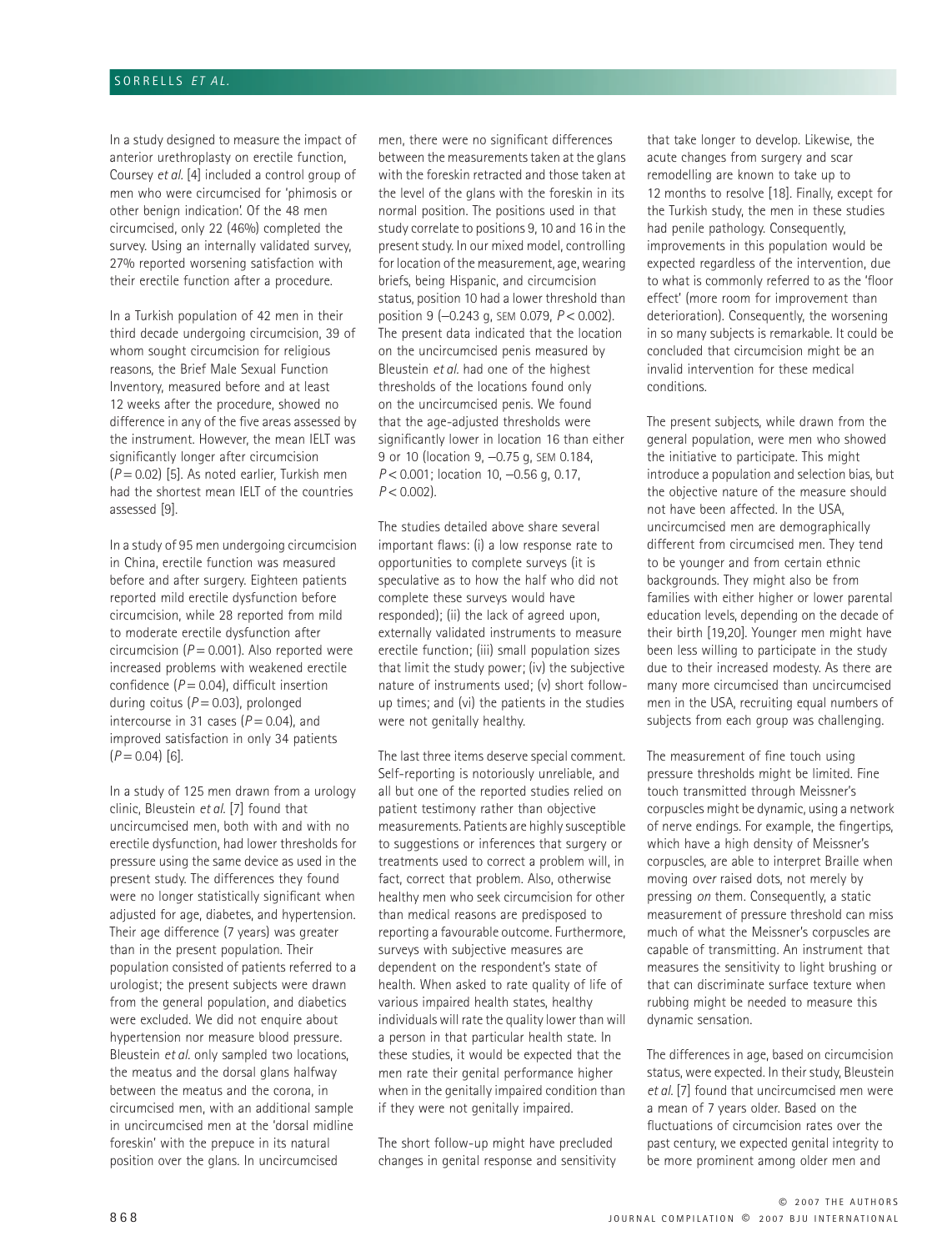In a study designed to measure the impact of anterior urethroplasty on erectile function, Coursey *et al.* [4] included a control group of men who were circumcised for 'phimosis or other benign indication'. Of the 48 men circumcised, only 22 (46%) completed the survey. Using an internally validated survey, 27% reported worsening satisfaction with their erectile function after a procedure.

In a Turkish population of 42 men in their third decade undergoing circumcision, 39 of whom sought circumcision for religious reasons, the Brief Male Sexual Function Inventory, measured before and at least 12 weeks after the procedure, showed no difference in any of the five areas assessed by the instrument. However, the mean IELT was significantly longer after circumcision ($P = 0.02$) [5]. As noted earlier, Turkish men had the shortest mean IELT of the countries assessed [9].

In a study of 95 men undergoing circumcision in China, erectile function was measured before and after surgery. Eighteen patients reported mild erectile dysfunction before circumcision, while 28 reported from mild to moderate erectile dysfunction after circumcision ($P = 0.001$). Also reported were increased problems with weakened erectile confidence ($P = 0.04$), difficult insertion during coitus ($P = 0.03$), prolonged intercourse in 31 cases ($P = 0.04$), and improved satisfaction in only 34 patients ($P = 0.04$) [6].

In a study of 125 men drawn from a urology clinic, Bleustein *et al.* [7] found that uncircumcised men, both with and with no erectile dysfunction, had lower thresholds for pressure using the same device as used in the present study. The differences they found were no longer statistically significant when adjusted for age, diabetes, and hypertension. Their age difference (7 years) was greater than in the present population. Their population consisted of patients referred to a urologist; the present subjects were drawn from the general population, and diabetics were excluded. We did not enquire about hypertension nor measure blood pressure. Bleustein *et al.* only sampled two locations, the meatus and the dorsal glans halfway between the meatus and the corona, in circumcised men, with an additional sample in uncircumcised men at the 'dorsal midline foreskin' with the prepuce in its natural position over the glans. In uncircumcised men, there were no significant differences between the measurements taken at the glans with the foreskin retracted and those taken at the level of the glans with the foreskin in its normal position. The positions used in that study correlate to positions 9, 10 and 16 in the present study. In our mixed model, controlling for location of the measurement, age, wearing briefs, being Hispanic, and circumcision status, position 10 had a lower threshold than position 9 (–0.243 g, SEM 0.079, $P < 0.002$). The present data indicated that the location on the uncircumcised penis measured by Bleustein *et al.* had one of the highest thresholds of the locations found only on the uncircumcised penis. We found that the age-adjusted thresholds were significantly lower in location 16 than either 9 or 10 (location 9, –0.75 g, SEM 0.184, $P < 0.001$; location 10, –0.56 g, 0.17, $P < 0.002$).

The studies detailed above share several important flaws: (i) a low response rate to opportunities to complete surveys (it is speculative as to how the half who did not complete these surveys would have responded); (ii) the lack of agreed upon, externally validated instruments to measure erectile function; (iii) small population sizes that limit the study power; (iv) the subjective nature of instruments used; (v) short follow-up times; and (vi) the patients in the studies were not genitally healthy.

The last three items deserve special comment. Self-reporting is notoriously unreliable, and all but one of the reported studies relied on patient testimony rather than objective measurements. Patients are highly susceptible to suggestions or inferences that surgery or treatments used to correct a problem will, in fact, correct that problem. Also, otherwise healthy men who seek circumcision for other than medical reasons are predisposed to reporting a favourable outcome. Furthermore, surveys with subjective measures are dependent on the respondent's state of health. When asked to rate quality of life of various impaired health states, healthy individuals will rate the quality lower than will a person in that particular health state. In these studies, it would be expected that the men rate their genital performance higher when in the genitally impaired condition than if they were not genitally impaired.

The short follow-up might have precluded changes in genital response and sensitivity that take longer to develop. Likewise, the acute changes from surgery and scar remodelling are known to take up to 12 months to resolve [18]. Finally, except for the Turkish study, the men in these studies had penile pathology. Consequently, improvements in this population would be expected regardless of the intervention, due to what is commonly referred to as the 'floor effect' (more room for improvement than deterioration). Consequently, the worsening in so many subjects is remarkable. It could be concluded that circumcision might be an invalid intervention for these medical conditions.

The present subjects, while drawn from the general population, were men who showed the initiative to participate. This might introduce a population and selection bias, but the objective nature of the measure should not have been affected. In the USA, uncircumcised men are demographically different from circumcised men. They tend to be younger and from certain ethnic backgrounds. They might also be from families with either higher or lower parental education levels, depending on the decade of their birth [19,20]. Younger men might have been less willing to participate in the study due to their increased modesty. As there are many more circumcised than uncircumcised men in the USA, recruiting equal numbers of subjects from each group was challenging.

The measurement of fine touch using pressure thresholds might be limited. Fine touch transmitted through Meissner's corpuscles might be dynamic, using a network of nerve endings. For example, the fingertips, which have a high density of Meissner's corpuscles, are able to interpret Braille when moving *over* raised dots, not merely by pressing *on* them. Consequently, a static measurement of pressure threshold can miss much of what the Meissner's corpuscles are capable of transmitting. An instrument that measures the sensitivity to light brushing or that can discriminate surface texture when rubbing might be needed to measure this dynamic sensation.

The differences in age, based on circumcision status, were expected. In their study, Bleustein *et al.* [7] found that uncircumcised men were a mean of 7 years older. Based on the fluctuations of circumcision rates over the past century, we expected genital integrity to be more prominent among older men and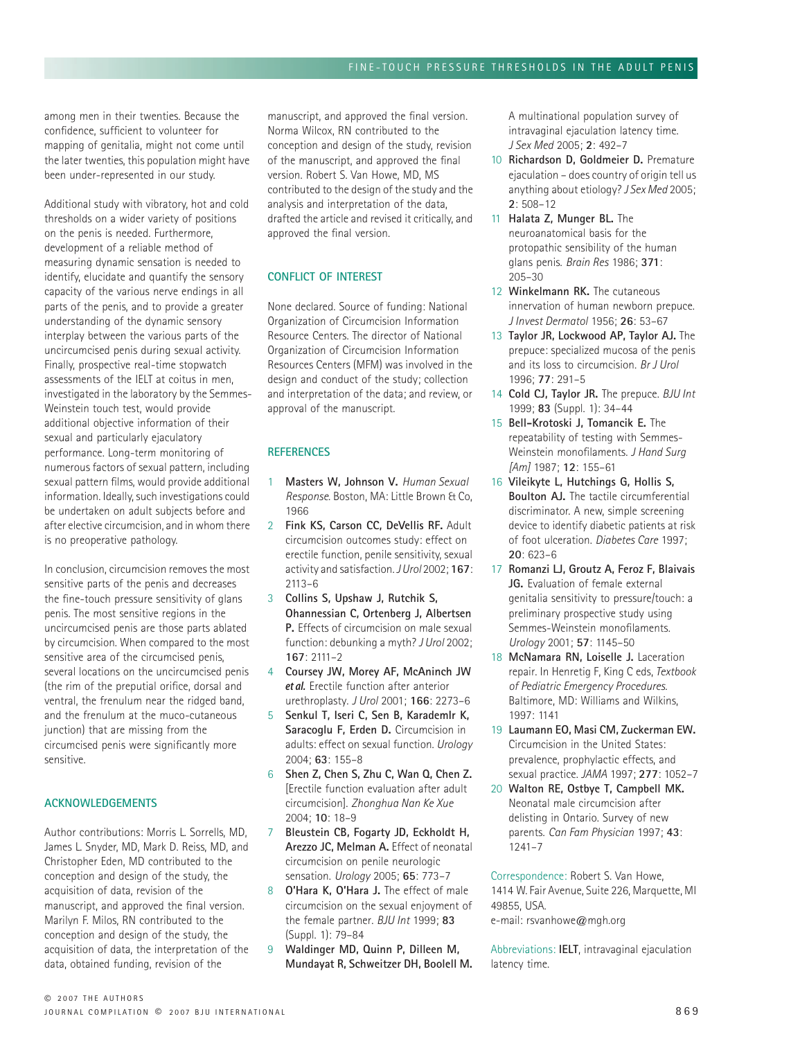among men in their twenties. Because the confidence, sufficient to volunteer for mapping of genitalia, might not come until the later twenties, this population might have been under-represented in our study.

Additional study with vibratory, hot and cold thresholds on a wider variety of positions on the penis is needed. Furthermore, development of a reliable method of measuring dynamic sensation is needed to identify, elucidate and quantify the sensory capacity of the various nerve endings in all parts of the penis, and to provide a greater understanding of the dynamic sensory interplay between the various parts of the uncircumcised penis during sexual activity. Finally, prospective real-time stopwatch assessments of the IELT at coitus in men, investigated in the laboratory by the Semmes-Weinstein touch test, would provide additional objective information of their sexual and particularly ejaculatory performance. Long-term monitoring of numerous factors of sexual pattern, including sexual pattern films, would provide additional information. Ideally, such investigations could be undertaken on adult subjects before and after elective circumcision, and in whom there is no preoperative pathology.

In conclusion, circumcision removes the most sensitive parts of the penis and decreases the fine-touch pressure sensitivity of glans penis. The most sensitive regions in the uncircumcised penis are those parts ablated by circumcision. When compared to the most sensitive area of the circumcised penis, several locations on the uncircumcised penis (the rim of the preputial orifice, dorsal and ventral, the frenulum near the ridged band, and the frenulum at the muco-cutaneous junction) that are missing from the circumcised penis were significantly more sensitive.

## ACKNOWLEDGEMENTS

Author contributions: Morris L. Sorrells, MD, James L. Snyder, MD, Mark D. Reiss, MD, and Christopher Eden, MD contributed to the conception and design of the study, the acquisition of data, revision of the manuscript, and approved the final version. Marilyn F. Milos, RN contributed to the conception and design of the study, the acquisition of data, the interpretation of the data, obtained funding, revision of the manuscript, and approved the final version. Norma Wilcox, RN contributed to the conception and design of the study, revision of the manuscript, and approved the final version. Robert S. Van Howe, MD, MS contributed to the design of the study and the analysis and interpretation of the data, drafted the article and revised it critically, and approved the final version.

## CONFLICT OF INTEREST

None declared. Source of funding: National Organization of Circumcision Information Resource Centers. The director of National Organization of Circumcision Information Resources Centers (MFM) was involved in the design and conduct of the study; collection and interpretation of the data; and review, or approval of the manuscript.

## REFERENCES

1. **Masters W, Johnson V.** *Human Sexual Response*. Boston, MA: Little Brown & Co, 1966
2. **Fink KS, Carson CC, DeVellis RF.** Adult circumcision outcomes study: effect on erectile function, penile sensitivity, sexual activity and satisfaction. *J Urol* 2002; **167**: 2113–6
3. **Collins S, Upshaw J, Rutchik S, Ohannessian C, Ortenberg J, Albertsen P.** Effects of circumcision on male sexual function: debunking a myth? *J Urol* 2002; **167**: 2111–2
4. **Coursey JW, Morey AF, McAninch JW *et al.*** Erectile function after anterior urethroplasty. *J Urol* 2001; **166**: 2273–6
5. **Senkul T, Iseri C, Sen B, Karademlr K, Saracoglu F, Erden D.** Circumcision in adults: effect on sexual function. *Urology* 2004; **63**: 155–8
6. **Shen Z, Chen S, Zhu C, Wan Q, Chen Z.** [Erectile function evaluation after adult circumcision]. *Zhonghua Nan Ke Xue* 2004; **10**: 18–9
7. **Bleustein CB, Fogarty JD, Eckholdt H, Arezzo JC, Melman A.** Effect of neonatal circumcision on penile neurologic sensation. *Urology* 2005; **65**: 773–7
8. **O'Hara K, O'Hara J.** The effect of male circumcision on the sexual enjoyment of the female partner. *BJU Int* 1999; **83** (Suppl. 1): 79–84
9. **Waldinger MD, Quinn P, Dilleen M, Mundayat R, Schweitzer DH, Boolell M.** A multinational population survey of intravaginal ejaculation latency time. *J Sex Med* 2005; **2**: 492–7
10. **Richardson D, Goldmeier D.** Premature ejaculation – does country of origin tell us anything about etiology? *J Sex Med* 2005; **2**: 508–12
11. **Halata Z, Munger BL.** The neuroanatomical basis for the protopathic sensibility of the human glans penis. *Brain Res* 1986; **371**: 205–30
12. **Winkelmann RK.** The cutaneous innervation of human newborn prepuce. *J Invest Dermatol* 1956; **26**: 53–67
13. **Taylor JR, Lockwood AP, Taylor AJ.** The prepuce: specialized mucosa of the penis and its loss to circumcision. *Br J Urol* 1996; **77**: 291–5
14. **Cold CJ, Taylor JR.** The prepuce. *BJU Int* 1999; **83** (Suppl. 1): 34–44
15. **Bell-Krotoski J, Tomancik E.** The repeatability of testing with Semmes-Weinstein monofilaments. *J Hand Surg [Am]* 1987; **12**: 155–61
16. **Vileikyte L, Hutchings G, Hollis S, Boulton AJ.** The tactile circumferential discriminator. A new, simple screening device to identify diabetic patients at risk of foot ulceration. *Diabetes Care* 1997; **20**: 623–6
17. **Romanzi LJ, Groutz A, Feroz F, Blaivais JG.** Evaluation of female external genitalia sensitivity to pressure/touch: a preliminary prospective study using Semmes-Weinstein monofilaments. *Urology* 2001; **57**: 1145–50
18. **McNamara RN, Loiselle J.** Laceration repair. In Henretig F, King C eds, *Textbook of Pediatric Emergency Procedures*. Baltimore, MD: Williams and Wilkins, 1997: 1141
19. **Laumann EO, Masi CM, Zuckerman EW.** Circumcision in the United States: prevalence, prophylactic effects, and sexual practice. *JAMA* 1997; **277**: 1052–7
20. **Walton RE, Ostbye T, Campbell MK.** Neonatal male circumcision after delisting in Ontario. Survey of new parents. *Can Fam Physician* 1997; **43**: 1241–7

Correspondence: Robert S. Van Howe, 1414 W. Fair Avenue, Suite 226, Marquette, MI 49855, USA.
e-mail: rsvanhowe@mgh.org

Abbreviations: **IELT**, intravaginal ejaculation latency time.